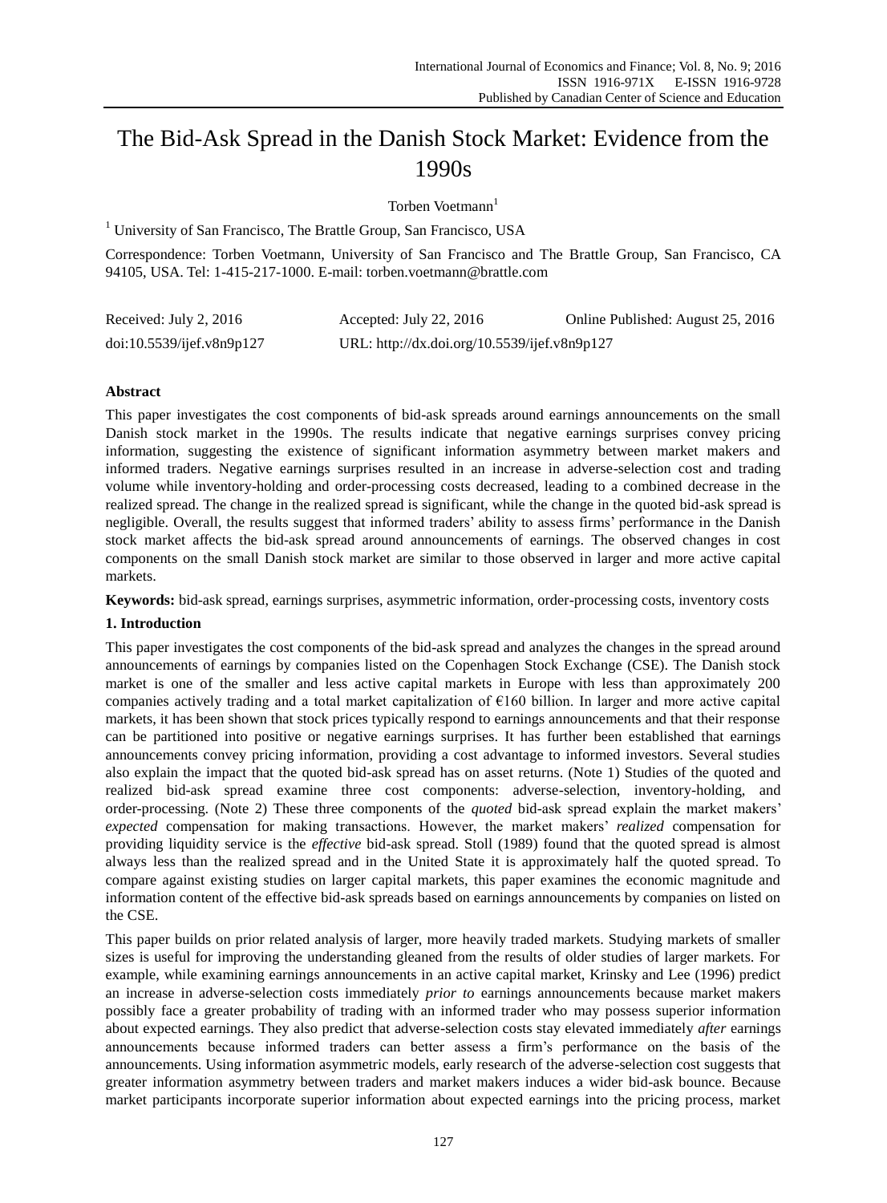# The Bid-Ask Spread in the Danish Stock Market: Evidence from the 1990s

Torben Voetmann[1]

[1] University of San Francisco, The Brattle Group, San Francisco, USA

Correspondence: Torben Voetmann, University of San Francisco and The Brattle Group, San Francisco, CA 94105, USA. Tel: 1-415-217-1000. E-mail: torben.voetmann@brattle.com

| Received: July 2, 2016 | Accepted: July 22, 2016 | Online Published: August 25, 2016 |
|---|---|---|
| doi:10.5539/ijef.v8n9p127 | URL: http://dx.doi.org/10.5539/ijef.v8n9p127 | |

## Abstract

This paper investigates the cost components of bid-ask spreads around earnings announcements on the small Danish stock market in the 1990s. The results indicate that negative earnings surprises convey pricing information, suggesting the existence of significant information asymmetry between market makers and informed traders. Negative earnings surprises resulted in an increase in adverse-selection cost and trading volume while inventory-holding and order-processing costs decreased, leading to a combined decrease in the realized spread. The change in the realized spread is significant, while the change in the quoted bid-ask spread is negligible. Overall, the results suggest that informed traders' ability to assess firms' performance in the Danish stock market affects the bid-ask spread around announcements of earnings. The observed changes in cost components on the small Danish stock market are similar to those observed in larger and more active capital markets.

**Keywords:** bid-ask spread, earnings surprises, asymmetric information, order-processing costs, inventory costs

## 1. Introduction

This paper investigates the cost components of the bid-ask spread and analyzes the changes in the spread around announcements of earnings by companies listed on the Copenhagen Stock Exchange (CSE). The Danish stock market is one of the smaller and less active capital markets in Europe with less than approximately 200 companies actively trading and a total market capitalization of €160 billion. In larger and more active capital markets, it has been shown that stock prices typically respond to earnings announcements and that their response can be partitioned into positive or negative earnings surprises. It has further been established that earnings announcements convey pricing information, providing a cost advantage to informed investors. Several studies also explain the impact that the quoted bid-ask spread has on asset returns. (Note 1) Studies of the quoted and realized bid-ask spread examine three cost components: adverse-selection, inventory-holding, and order-processing. (Note 2) These three components of the *quoted* bid-ask spread explain the market makers' *expected* compensation for making transactions. However, the market makers' *realized* compensation for providing liquidity service is the *effective* bid-ask spread. Stoll (1989) found that the quoted spread is almost always less than the realized spread and in the United State it is approximately half the quoted spread. To compare against existing studies on larger capital markets, this paper examines the economic magnitude and information content of the effective bid-ask spreads based on earnings announcements by companies on listed on the CSE.

This paper builds on prior related analysis of larger, more heavily traded markets. Studying markets of smaller sizes is useful for improving the understanding gleaned from the results of older studies of larger markets. For example, while examining earnings announcements in an active capital market, Krinsky and Lee (1996) predict an increase in adverse-selection costs immediately *prior to* earnings announcements because market makers possibly face a greater probability of trading with an informed trader who may possess superior information about expected earnings. They also predict that adverse-selection costs stay elevated immediately *after* earnings announcements because informed traders can better assess a firm's performance on the basis of the announcements. Using information asymmetric models, early research of the adverse-selection cost suggests that greater information asymmetry between traders and market makers induces a wider bid-ask bounce. Because market participants incorporate superior information about expected earnings into the pricing process, market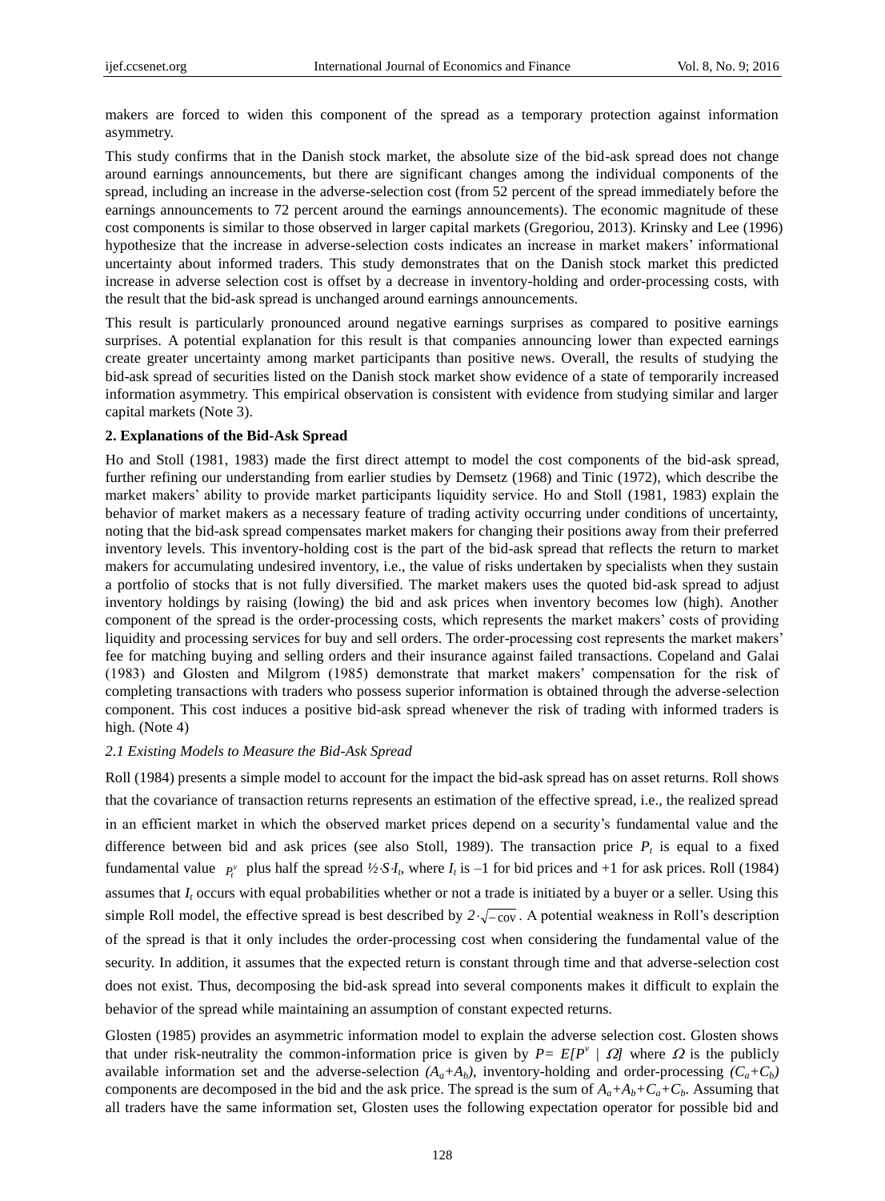makers are forced to widen this component of the spread as a temporary protection against information asymmetry.

This study confirms that in the Danish stock market, the absolute size of the bid-ask spread does not change around earnings announcements, but there are significant changes among the individual components of the spread, including an increase in the adverse-selection cost (from 52 percent of the spread immediately before the earnings announcements to 72 percent around the earnings announcements). The economic magnitude of these cost components is similar to those observed in larger capital markets (Gregoriou, 2013). Krinsky and Lee (1996) hypothesize that the increase in adverse-selection costs indicates an increase in market makers' informational uncertainty about informed traders. This study demonstrates that on the Danish stock market this predicted increase in adverse selection cost is offset by a decrease in inventory-holding and order-processing costs, with the result that the bid-ask spread is unchanged around earnings announcements.

This result is particularly pronounced around negative earnings surprises as compared to positive earnings surprises. A potential explanation for this result is that companies announcing lower than expected earnings create greater uncertainty among market participants than positive news. Overall, the results of studying the bid-ask spread of securities listed on the Danish stock market show evidence of a state of temporarily increased information asymmetry. This empirical observation is consistent with evidence from studying similar and larger capital markets (Note 3).

## 2. Explanations of the Bid-Ask Spread

Ho and Stoll (1981, 1983) made the first direct attempt to model the cost components of the bid-ask spread, further refining our understanding from earlier studies by Demsetz (1968) and Tinic (1972), which describe the market makers' ability to provide market participants liquidity service. Ho and Stoll (1981, 1983) explain the behavior of market makers as a necessary feature of trading activity occurring under conditions of uncertainty, noting that the bid-ask spread compensates market makers for changing their positions away from their preferred inventory levels. This inventory-holding cost is the part of the bid-ask spread that reflects the return to market makers for accumulating undesired inventory, i.e., the value of risks undertaken by specialists when they sustain a portfolio of stocks that is not fully diversified. The market makers uses the quoted bid-ask spread to adjust inventory holdings by raising (lowing) the bid and ask prices when inventory becomes low (high). Another component of the spread is the order-processing costs, which represents the market makers' costs of providing liquidity and processing services for buy and sell orders. The order-processing cost represents the market makers' fee for matching buying and selling orders and their insurance against failed transactions. Copeland and Galai (1983) and Glosten and Milgrom (1985) demonstrate that market makers' compensation for the risk of completing transactions with traders who possess superior information is obtained through the adverse-selection component. This cost induces a positive bid-ask spread whenever the risk of trading with informed traders is high. (Note 4)

### *2.1 Existing Models to Measure the Bid-Ask Spread*

Roll (1984) presents a simple model to account for the impact the bid-ask spread has on asset returns. Roll shows that the covariance of transaction returns represents an estimation of the effective spread, i.e., the realized spread in an efficient market in which the observed market prices depend on a security's fundamental value and the difference between bid and ask prices (see also Stoll, 1989). The transaction price $P_t$ is equal to a fixed fundamental value $P_t^v$ plus half the spread $½·S·I_t$, where $I_t$ is –1 for bid prices and +1 for ask prices. Roll (1984) assumes that $I_t$ occurs with equal probabilities whether or not a trade is initiated by a buyer or a seller. Using this simple Roll model, the effective spread is best described by $2\cdot\sqrt{-\text{cov}}$. A potential weakness in Roll's description of the spread is that it only includes the order-processing cost when considering the fundamental value of the security. In addition, it assumes that the expected return is constant through time and that adverse-selection cost does not exist. Thus, decomposing the bid-ask spread into several components makes it difficult to explain the behavior of the spread while maintaining an assumption of constant expected returns.

Glosten (1985) provides an asymmetric information model to explain the adverse selection cost. Glosten shows that under risk-neutrality the common-information price is given by $P= E[P^v \mid \Omega]$ where $\Omega$ is the publicly available information set and the adverse-selection $(A_a+A_b)$, inventory-holding and order-processing $(C_a+C_b)$ components are decomposed in the bid and the ask price. The spread is the sum of $A_a+A_b+C_a+C_b$. Assuming that all traders have the same information set, Glosten uses the following expectation operator for possible bid and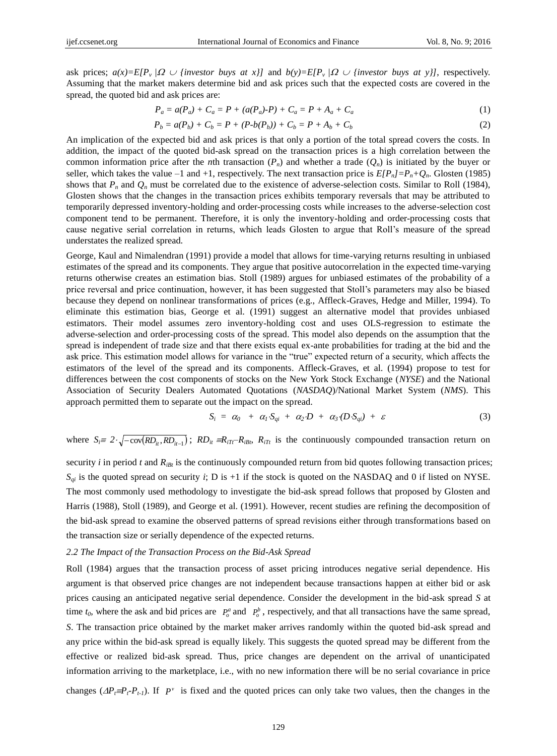ask prices; $a(x)=E[P_v \,|\Omega \cup \{investor\ buys\ at\ x\}]$ and $b(y)=E[P_v \,|\Omega \cup \{investor\ buys\ at\ y\}]$, respectively. Assuming that the market makers determine bid and ask prices such that the expected costs are covered in the spread, the quoted bid and ask prices are:

$$P_a = a(P_a) + C_a = P + (a(P_a)\text{-}P) + C_a = P + A_a + C_a \tag{1}$$

$$P_b = a(P_b) + C_b = P + (P\text{-}b(P_b)) + C_b = P + A_b + C_b \tag{2}$$

An implication of the expected bid and ask prices is that only a portion of the total spread covers the costs. In addition, the impact of the quoted bid-ask spread on the transaction prices is a high correlation between the common information price after the *n*th transaction ($P_n$) and whether a trade ($Q_n$) is initiated by the buyer or seller, which takes the value –1 and +1, respectively. The next transaction price is $E[P_n]=P_n+Q_n$. Glosten (1985) shows that $P_n$ and $Q_n$ must be correlated due to the existence of adverse-selection costs. Similar to Roll (1984), Glosten shows that the changes in the transaction prices exhibits temporary reversals that may be attributed to temporarily depressed inventory-holding and order-processing costs while increases to the adverse-selection cost component tend to be permanent. Therefore, it is only the inventory-holding and order-processing costs that cause negative serial correlation in returns, which leads Glosten to argue that Roll's measure of the spread understates the realized spread.

George, Kaul and Nimalendran (1991) provide a model that allows for time-varying returns resulting in unbiased estimates of the spread and its components. They argue that positive autocorrelation in the expected time-varying returns otherwise creates an estimation bias. Stoll (1989) argues for unbiased estimates of the probability of a price reversal and price continuation, however, it has been suggested that Stoll's parameters may also be biased because they depend on nonlinear transformations of prices (e.g., Affleck-Graves, Hedge and Miller, 1994). To eliminate this estimation bias, George et al. (1991) suggest an alternative model that provides unbiased estimators. Their model assumes zero inventory-holding cost and uses OLS-regression to estimate the adverse-selection and order-processing costs of the spread. This model also depends on the assumption that the spread is independent of trade size and that there exists equal ex-ante probabilities for trading at the bid and the ask price. This estimation model allows for variance in the "true" expected return of a security, which affects the estimators of the level of the spread and its components. Affleck-Graves, et al. (1994) propose to test for differences between the cost components of stocks on the New York Stock Exchange (*NYSE*) and the National Association of Security Dealers Automated Quotations (*NASDAQ*)/National Market System (*NMS*). This approach permitted them to separate out the impact on the spread.

$$S_i = \alpha_0 + \alpha_1 \cdot S_{qi} + \alpha_2 \cdot D + \alpha_3 \cdot (D \cdot S_{qi}) + \varepsilon \tag{3}$$

where $S_i \equiv 2 \cdot \sqrt{-\text{cov}(RD_{it}, RD_{it-1})}$; $RD_{it} \equiv R_{iTt} - R_{iBt}$, $R_{iTt}$ is the continuously compounded transaction return on security *i* in period *t* and $R_{iBt}$ is the continuously compounded return from bid quotes following transaction prices; $S_{qi}$ is the quoted spread on security *i*; D is +1 if the stock is quoted on the NASDAQ and 0 if listed on NYSE. The most commonly used methodology to investigate the bid-ask spread follows that proposed by Glosten and Harris (1988), Stoll (1989), and George et al. (1991). However, recent studies are refining the decomposition of the bid-ask spread to examine the observed patterns of spread revisions either through transformations based on the transaction size or serially dependence of the expected returns.

### *2.2 The Impact of the Transaction Process on the Bid-Ask Spread*

Roll (1984) argues that the transaction process of asset pricing introduces negative serial dependence. His argument is that observed price changes are not independent because transactions happen at either bid or ask prices causing an anticipated negative serial dependence. Consider the development in the bid-ask spread *S* at time $t_0$, where the ask and bid prices are $P_o^a$ and $P_o^b$, respectively, and that all transactions have the same spread, *S*. The transaction price obtained by the market maker arrives randomly within the quoted bid-ask spread and any price within the bid-ask spread is equally likely. This suggests the quoted spread may be different from the effective or realized bid-ask spread. Thus, price changes are dependent on the arrival of unanticipated information arriving to the marketplace, i.e., with no new information there will be no serial covariance in price changes ($\Delta P_t \equiv P_t\text{-}P_{t\text{-}1}$). If $P^v$ is fixed and the quoted prices can only take two values, then the changes in the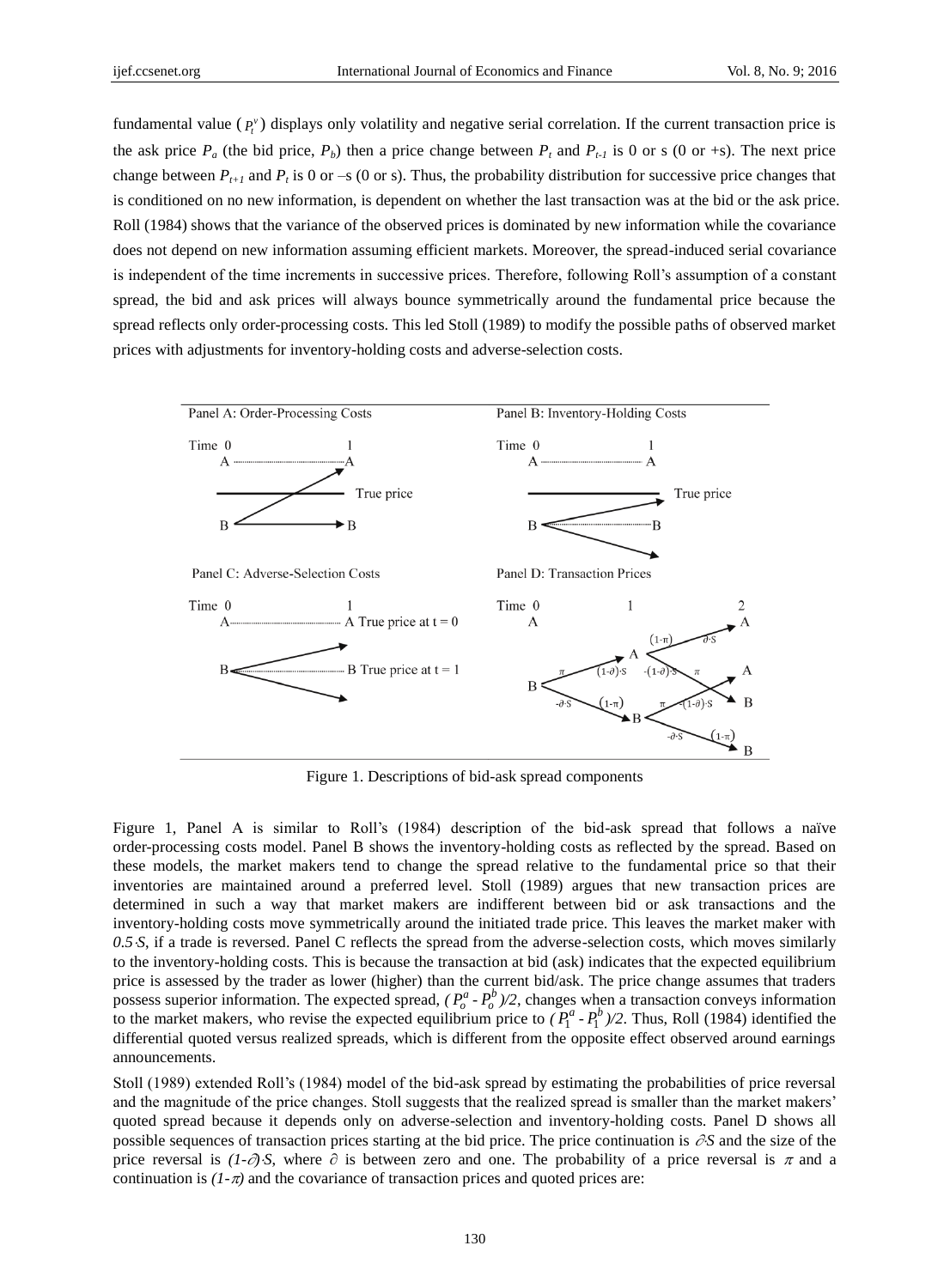fundamental value ($P_t^v$) displays only volatility and negative serial correlation. If the current transaction price is the ask price $P_a$ (the bid price, $P_b$) then a price change between $P_t$ and $P_{t-1}$ is 0 or s (0 or +s). The next price change between $P_{t+1}$ and $P_t$ is 0 or –s (0 or s). Thus, the probability distribution for successive price changes that is conditioned on no new information, is dependent on whether the last transaction was at the bid or the ask price. Roll (1984) shows that the variance of the observed prices is dominated by new information while the covariance does not depend on new information assuming efficient markets. Moreover, the spread-induced serial covariance is independent of the time increments in successive prices. Therefore, following Roll's assumption of a constant spread, the bid and ask prices will always bounce symmetrically around the fundamental price because the spread reflects only order-processing costs. This led Stoll (1989) to modify the possible paths of observed market prices with adjustments for inventory-holding costs and adverse-selection costs.

Figure 1. Descriptions of bid-ask spread components

Figure 1, Panel A is similar to Roll's (1984) description of the bid-ask spread that follows a naïve order-processing costs model. Panel B shows the inventory-holding costs as reflected by the spread. Based on these models, the market makers tend to change the spread relative to the fundamental price so that their inventories are maintained around a preferred level. Stoll (1989) argues that new transaction prices are determined in such a way that market makers are indifferent between bid or ask transactions and the inventory-holding costs move symmetrically around the initiated trade price. This leaves the market maker with $0.5{\cdot}S$, if a trade is reversed. Panel C reflects the spread from the adverse-selection costs, which moves similarly to the inventory-holding costs. This is because the transaction at bid (ask) indicates that the expected equilibrium price is assessed by the trader as lower (higher) than the current bid/ask. The price change assumes that traders possess superior information. The expected spread, $(P_o^a - P_o^b)/2$, changes when a transaction conveys information to the market makers, who revise the expected equilibrium price to $(P_1^a - P_1^b)/2$. Thus, Roll (1984) identified the differential quoted versus realized spreads, which is different from the opposite effect observed around earnings announcements.

Stoll (1989) extended Roll's (1984) model of the bid-ask spread by estimating the probabilities of price reversal and the magnitude of the price changes. Stoll suggests that the realized spread is smaller than the market makers' quoted spread because it depends only on adverse-selection and inventory-holding costs. Panel D shows all possible sequences of transaction prices starting at the bid price. The price continuation is $\partial S$ and the size of the price reversal is $(1-\partial){\cdot}S$, where $\partial$ is between zero and one. The probability of a price reversal is $\pi$ and a continuation is $(1-\pi)$ and the covariance of transaction prices and quoted prices are: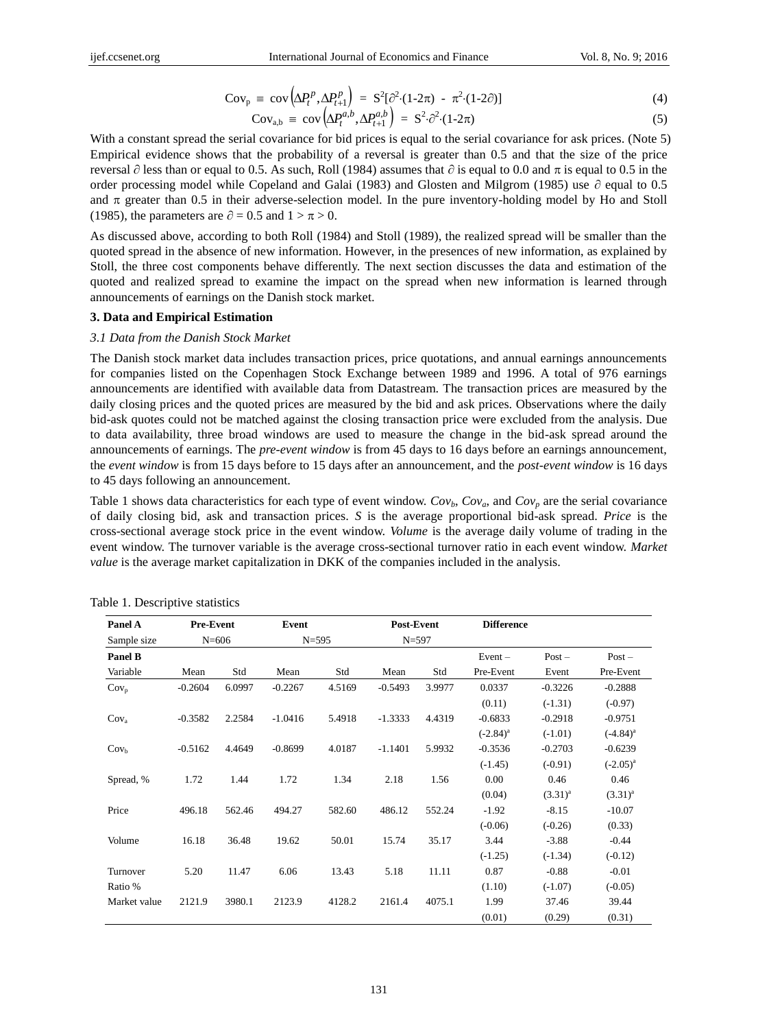$$\text{Cov}_p \equiv \text{cov}\left(\Delta P_t^p, \Delta P_{t+1}^p\right) = S^2[\partial^2 \cdot (1\text{-}2\pi) - \pi^2 \cdot (1\text{-}2\partial)] \quad (4)$$

$$\text{Cov}_{a,b} \equiv \text{cov}\left(\Delta P_t^{a,b}, \Delta P_{t+1}^{a,b}\right) = S^2 \cdot \partial^2 \cdot (1\text{-}2\pi) \quad (5)$$

With a constant spread the serial covariance for bid prices is equal to the serial covariance for ask prices. (Note 5) Empirical evidence shows that the probability of a reversal is greater than 0.5 and that the size of the price reversal $\partial$ less than or equal to 0.5. As such, Roll (1984) assumes that $\partial$ is equal to 0.0 and $\pi$ is equal to 0.5 in the order processing model while Copeland and Galai (1983) and Glosten and Milgrom (1985) use $\partial$ equal to 0.5 and $\pi$ greater than 0.5 in their adverse-selection model. In the pure inventory-holding model by Ho and Stoll (1985), the parameters are $\partial = 0.5$ and $1 > \pi > 0$.

As discussed above, according to both Roll (1984) and Stoll (1989), the realized spread will be smaller than the quoted spread in the absence of new information. However, in the presences of new information, as explained by Stoll, the three cost components behave differently. The next section discusses the data and estimation of the quoted and realized spread to examine the impact on the spread when new information is learned through announcements of earnings on the Danish stock market.

## 3. Data and Empirical Estimation

### 3.1 Data from the Danish Stock Market

The Danish stock market data includes transaction prices, price quotations, and annual earnings announcements for companies listed on the Copenhagen Stock Exchange between 1989 and 1996. A total of 976 earnings announcements are identified with available data from Datastream. The transaction prices are measured by the daily closing prices and the quoted prices are measured by the bid and ask prices. Observations where the daily bid-ask quotes could not be matched against the closing transaction price were excluded from the analysis. Due to data availability, three broad windows are used to measure the change in the bid-ask spread around the announcements of earnings. The *pre-event window* is from 45 days to 16 days before an earnings announcement, the *event window* is from 15 days before to 15 days after an announcement, and the *post-event window* is 16 days to 45 days following an announcement.

Table 1 shows data characteristics for each type of event window. $Cov_b$, $Cov_a$, and $Cov_p$ are the serial covariance of daily closing bid, ask and transaction prices. *S* is the average proportional bid-ask spread. *Price* is the cross-sectional average stock price in the event window. *Volume* is the average daily volume of trading in the event window. The turnover variable is the average cross-sectional turnover ratio in each event window. *Market value* is the average market capitalization in DKK of the companies included in the analysis.

Table 1. Descriptive statistics

| **Panel A** | **Pre-Event** | | **Event** | | **Post-Event** | | **Difference** | | |
|---|---|---|---|---|---|---|---|---|---|
| Sample size | N=606 | | N=595 | | N=597 | | | | |
| **Panel B** | | | | | | | Event – | Post – | Post – |
| Variable | Mean | Std | Mean | Std | Mean | Std | Pre-Event | Event | Pre-Event |
| $Cov_p$ | -0.2604 | 6.0997 | -0.2267 | 4.5169 | -0.5493 | 3.9977 | 0.0337 | -0.3226 | -0.2888 |
| | | | | | | | (0.11) | (-1.31) | (-0.97) |
| $Cov_a$ | -0.3582 | 2.2584 | -1.0416 | 5.4918 | -1.3333 | 4.4319 | -0.6833 | -0.2918 | -0.9751 |
| | | | | | | | (-2.84)[a] | (-1.01) | (-4.84)[a] |
| $Cov_b$ | -0.5162 | 4.4649 | -0.8699 | 4.0187 | -1.1401 | 5.9932 | -0.3536 | -0.2703 | -0.6239 |
| | | | | | | | (-1.45) | (-0.91) | (-2.05)[a] |
| Spread, % | 1.72 | 1.44 | 1.72 | 1.34 | 2.18 | 1.56 | 0.00 | 0.46 | 0.46 |
| | | | | | | | (0.04) | (3.31)[a] | (3.31)[a] |
| Price | 496.18 | 562.46 | 494.27 | 582.60 | 486.12 | 552.24 | -1.92 | -8.15 | -10.07 |
| | | | | | | | (-0.06) | (-0.26) | (0.33) |
| Volume | 16.18 | 36.48 | 19.62 | 50.01 | 15.74 | 35.17 | 3.44 | -3.88 | -0.44 |
| | | | | | | | (-1.25) | (-1.34) | (-0.12) |
| Turnover Ratio % | 5.20 | 11.47 | 6.06 | 13.43 | 5.18 | 11.11 | 0.87 | -0.88 | -0.01 |
| | | | | | | | (1.10) | (-1.07) | (-0.05) |
| Market value | 2121.9 | 3980.1 | 2123.9 | 4128.2 | 2161.4 | 4075.1 | 1.99 | 37.46 | 39.44 |
| | | | | | | | (0.01) | (0.29) | (0.31) |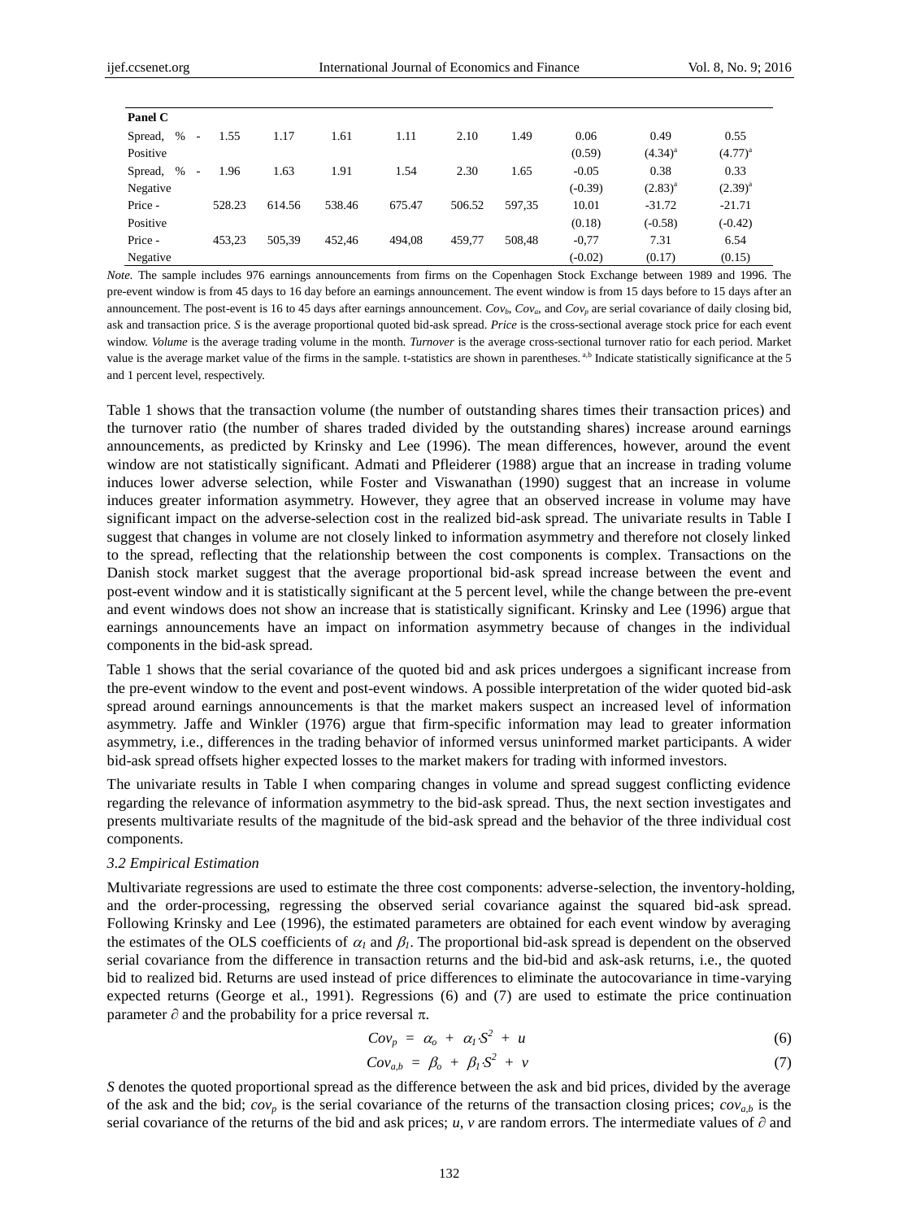| Panel C | | | | | | | | | |
|---|---|---|---|---|---|---|---|---|---|
| Spread, % - Positive | 1.55 | 1.17 | 1.61 | 1.11 | 2.10 | 1.49 | 0.06 (0.59) | 0.49 $(4.34)^a$ | 0.55 $(4.77)^a$ |
| Spread, % - Negative | 1.96 | 1.63 | 1.91 | 1.54 | 2.30 | 1.65 | -0.05 (-0.39) | 0.38 $(2.83)^a$ | 0.33 $(2.39)^a$ |
| Price - Positive | 528.23 | 614.56 | 538.46 | 675.47 | 506.52 | 597,35 | 10.01 (0.18) | -31.72 (-0.58) | -21.71 (-0.42) |
| Price - Negative | 453,23 | 505,39 | 452,46 | 494,08 | 459,77 | 508,48 | -0,77 (-0.02) | 7.31 (0.17) | 6.54 (0.15) |

*Note.* The sample includes 976 earnings announcements from firms on the Copenhagen Stock Exchange between 1989 and 1996. The pre-event window is from 45 days to 16 day before an earnings announcement. The event window is from 15 days before to 15 days after an announcement. The post-event is 16 to 45 days after earnings announcement. $Cov_b$, $Cov_a$, and $Cov_p$ are serial covariance of daily closing bid, ask and transaction price. *S* is the average proportional quoted bid-ask spread. *Price* is the cross-sectional average stock price for each event window. *Volume* is the average trading volume in the month. *Turnover* is the average cross-sectional turnover ratio for each period. Market value is the average market value of the firms in the sample. t-statistics are shown in parentheses. [a,b] Indicate statistically significance at the 5 and 1 percent level, respectively.

Table 1 shows that the transaction volume (the number of outstanding shares times their transaction prices) and the turnover ratio (the number of shares traded divided by the outstanding shares) increase around earnings announcements, as predicted by Krinsky and Lee (1996). The mean differences, however, around the event window are not statistically significant. Admati and Pfleiderer (1988) argue that an increase in trading volume induces lower adverse selection, while Foster and Viswanathan (1990) suggest that an increase in volume induces greater information asymmetry. However, they agree that an observed increase in volume may have significant impact on the adverse-selection cost in the realized bid-ask spread. The univariate results in Table I suggest that changes in volume are not closely linked to information asymmetry and therefore not closely linked to the spread, reflecting that the relationship between the cost components is complex. Transactions on the Danish stock market suggest that the average proportional bid-ask spread increase between the event and post-event window and it is statistically significant at the 5 percent level, while the change between the pre-event and event windows does not show an increase that is statistically significant. Krinsky and Lee (1996) argue that earnings announcements have an impact on information asymmetry because of changes in the individual components in the bid-ask spread.

Table 1 shows that the serial covariance of the quoted bid and ask prices undergoes a significant increase from the pre-event window to the event and post-event windows. A possible interpretation of the wider quoted bid-ask spread around earnings announcements is that the market makers suspect an increased level of information asymmetry. Jaffe and Winkler (1976) argue that firm-specific information may lead to greater information asymmetry, i.e., differences in the trading behavior of informed versus uninformed market participants. A wider bid-ask spread offsets higher expected losses to the market makers for trading with informed investors.

The univariate results in Table I when comparing changes in volume and spread suggest conflicting evidence regarding the relevance of information asymmetry to the bid-ask spread. Thus, the next section investigates and presents multivariate results of the magnitude of the bid-ask spread and the behavior of the three individual cost components.

### *3.2 Empirical Estimation*

Multivariate regressions are used to estimate the three cost components: adverse-selection, the inventory-holding, and the order-processing, regressing the observed serial covariance against the squared bid-ask spread. Following Krinsky and Lee (1996), the estimated parameters are obtained for each event window by averaging the estimates of the OLS coefficients of $\alpha_1$ and $\beta_1$. The proportional bid-ask spread is dependent on the observed serial covariance from the difference in transaction returns and the bid-bid and ask-ask returns, i.e., the quoted bid to realized bid. Returns are used instead of price differences to eliminate the autocovariance in time-varying expected returns (George et al., 1991). Regressions (6) and (7) are used to estimate the price continuation parameter $\partial$ and the probability for a price reversal $\pi$.

$$Cov_p = \alpha_o + \alpha_1 \cdot S^2 + u \tag{6}$$

$$Cov_{a,b} = \beta_o + \beta_1 \cdot S^2 + v \tag{7}$$

*S* denotes the quoted proportional spread as the difference between the ask and bid prices, divided by the average of the ask and the bid; $cov_p$ is the serial covariance of the returns of the transaction closing prices; $cov_{a,b}$ is the serial covariance of the returns of the bid and ask prices; *u*, *v* are random errors. The intermediate values of $\partial$ and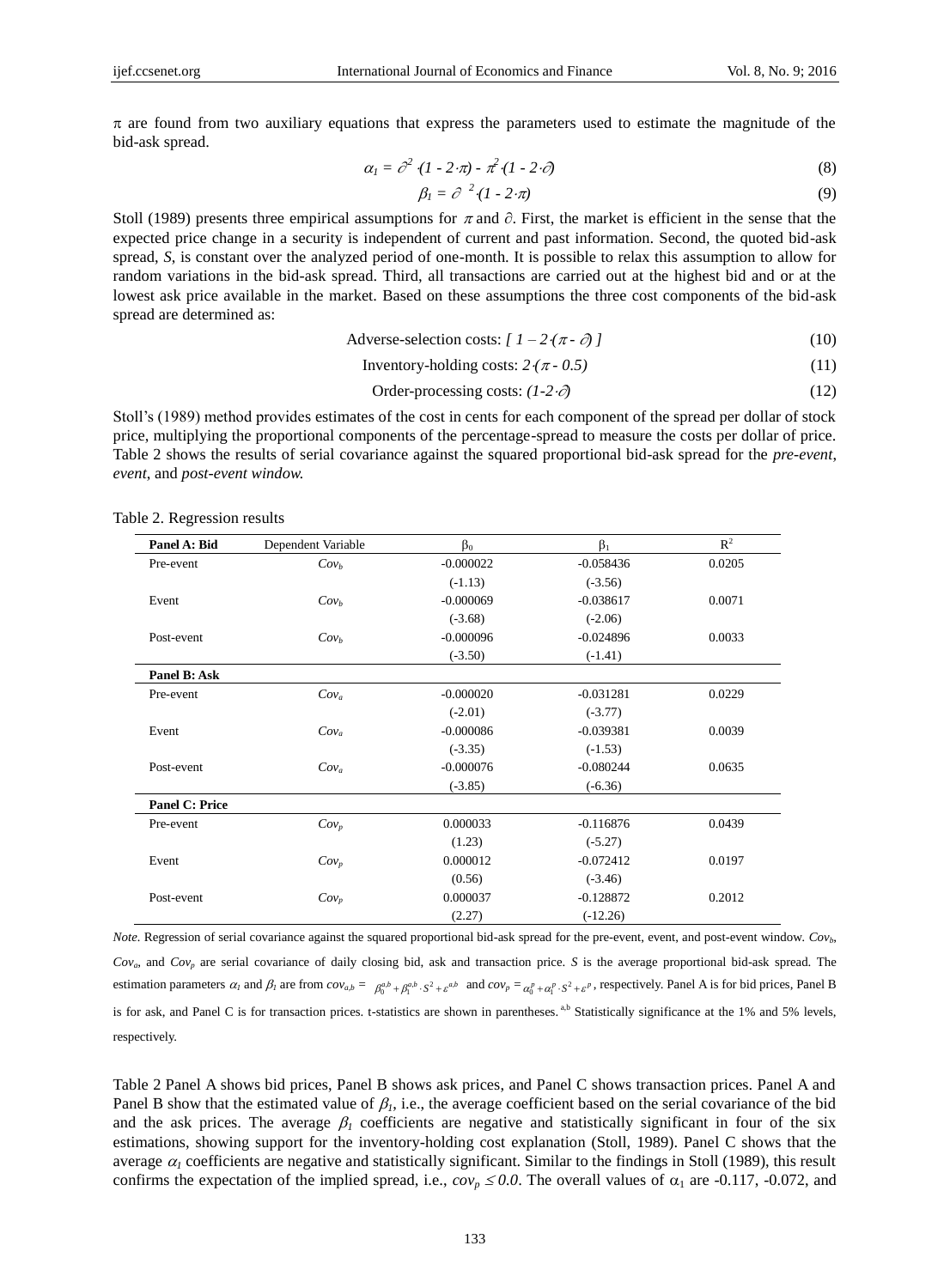$\pi$ are found from two auxiliary equations that express the parameters used to estimate the magnitude of the bid-ask spread.

$$\alpha_1 = \partial^2 \cdot (1 - 2\cdot\pi) - \pi^2 \cdot (1 - 2\cdot\partial) \tag{8}$$

$$\beta_1 = \partial^2 \cdot (1 - 2\cdot\pi) \tag{9}$$

Stoll (1989) presents three empirical assumptions for $\pi$ and $\partial$. First, the market is efficient in the sense that the expected price change in a security is independent of current and past information. Second, the quoted bid-ask spread, *S*, is constant over the analyzed period of one-month. It is possible to relax this assumption to allow for random variations in the bid-ask spread. Third, all transactions are carried out at the highest bid and or at the lowest ask price available in the market. Based on these assumptions the three cost components of the bid-ask spread are determined as:

$$\text{Adverse-selection costs: } [\, 1 - 2\cdot(\pi - \partial) \,] \tag{10}$$

$$\text{Inventory-holding costs: } 2\cdot(\pi - 0.5) \tag{11}$$

$$\text{Order-processing costs: } (1-2\cdot\partial) \tag{12}$$

Stoll's (1989) method provides estimates of the cost in cents for each component of the spread per dollar of stock price, multiplying the proportional components of the percentage-spread to measure the costs per dollar of price. Table 2 shows the results of serial covariance against the squared proportional bid-ask spread for the *pre-event*, *event*, and *post-event window.*

Table 2. Regression results

| **Panel A: Bid** | Dependent Variable | $\beta_0$ | $\beta_1$ | $R^2$ |
|---|---|---|---|---|
| Pre-event | $Cov_b$ | -0.000022 | -0.058436 | 0.0205 |
| | | (-1.13) | (-3.56) | |
| Event | $Cov_b$ | -0.000069 | -0.038617 | 0.0071 |
| | | (-3.68) | (-2.06) | |
| Post-event | $Cov_b$ | -0.000096 | -0.024896 | 0.0033 |
| | | (-3.50) | (-1.41) | |
| **Panel B: Ask** | | | | |
| Pre-event | $Cov_a$ | -0.000020 | -0.031281 | 0.0229 |
| | | (-2.01) | (-3.77) | |
| Event | $Cov_a$ | -0.000086 | -0.039381 | 0.0039 |
| | | (-3.35) | (-1.53) | |
| Post-event | $Cov_a$ | -0.000076 | -0.080244 | 0.0635 |
| | | (-3.85) | (-6.36) | |
| **Panel C: Price** | | | | |
| Pre-event | $Cov_p$ | 0.000033 | -0.116876 | 0.0439 |
| | | (1.23) | (-5.27) | |
| Event | $Cov_p$ | 0.000012 | -0.072412 | 0.0197 |
| | | (0.56) | (-3.46) | |
| Post-event | $Cov_p$ | 0.000037 | -0.128872 | 0.2012 |
| | | (2.27) | (-12.26) | |

*Note.* Regression of serial covariance against the squared proportional bid-ask spread for the pre-event, event, and post-event window. $Cov_b$, $Cov_a$, and $Cov_p$ are serial covariance of daily closing bid, ask and transaction price. *S* is the average proportional bid-ask spread. The estimation parameters $\alpha_1$ and $\beta_1$ are from $cov_{a,b} = \beta_0^{a,b} + \beta_1^{a,b} \cdot S^2 + \varepsilon^{a,b}$ and $cov_p = \alpha_0^p + \alpha_1^p \cdot S^2 + \varepsilon^p$, respectively. Panel A is for bid prices, Panel B is for ask, and Panel C is for transaction prices. t-statistics are shown in parentheses. [a,b] Statistically significance at the 1% and 5% levels, respectively.

Table 2 Panel A shows bid prices, Panel B shows ask prices, and Panel C shows transaction prices. Panel A and Panel B show that the estimated value of $\beta_1$, i.e., the average coefficient based on the serial covariance of the bid and the ask prices. The average $\beta_1$ coefficients are negative and statistically significant in four of the six estimations, showing support for the inventory-holding cost explanation (Stoll, 1989). Panel C shows that the average $\alpha_1$ coefficients are negative and statistically significant. Similar to the findings in Stoll (1989), this result confirms the expectation of the implied spread, i.e., $cov_p \leq 0.0$. The overall values of $\alpha_1$ are -0.117, -0.072, and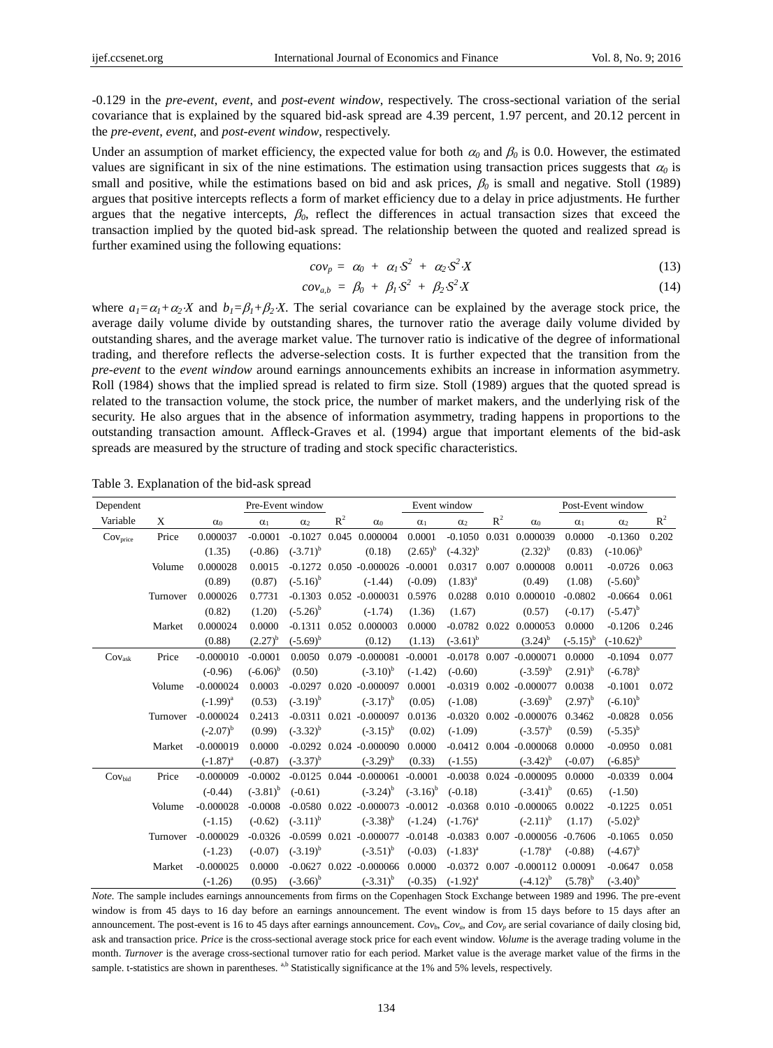-0.129 in the *pre-event*, *event*, and *post-event window*, respectively. The cross-sectional variation of the serial covariance that is explained by the squared bid-ask spread are 4.39 percent, 1.97 percent, and 20.12 percent in the *pre-event*, *event*, and *post-event window*, respectively.

Under an assumption of market efficiency, the expected value for both $\alpha_0$ and $\beta_0$ is 0.0. However, the estimated values are significant in six of the nine estimations. The estimation using transaction prices suggests that $\alpha_0$ is small and positive, while the estimations based on bid and ask prices, $\beta_0$ is small and negative. Stoll (1989) argues that positive intercepts reflects a form of market efficiency due to a delay in price adjustments. He further argues that the negative intercepts, $\beta_0$, reflect the differences in actual transaction sizes that exceed the transaction implied by the quoted bid-ask spread. The relationship between the quoted and realized spread is further examined using the following equations:

$$cov_p = \alpha_0 + \alpha_1 \cdot S^2 + \alpha_2 \cdot S^2 \cdot X \tag{13}$$

$$cov_{a,b} = \beta_0 + \beta_1 \cdot S^2 + \beta_2 \cdot S^2 \cdot X \tag{14}$$

where $a_1 = \alpha_1 + \alpha_2 \cdot X$ and $b_1 = \beta_1 + \beta_2 \cdot X$. The serial covariance can be explained by the average stock price, the average daily volume divide by outstanding shares, the turnover ratio the average daily volume divided by outstanding shares, and the average market value. The turnover ratio is indicative of the degree of informational trading, and therefore reflects the adverse-selection costs. It is further expected that the transition from the *pre-event* to the *event window* around earnings announcements exhibits an increase in information asymmetry. Roll (1984) shows that the implied spread is related to firm size. Stoll (1989) argues that the quoted spread is related to the transaction volume, the stock price, the number of market makers, and the underlying risk of the security. He also argues that in the absence of information asymmetry, trading happens in proportions to the outstanding transaction amount. Affleck-Graves et al. (1994) argue that important elements of the bid-ask spreads are measured by the structure of trading and stock specific characteristics.

Table 3. Explanation of the bid-ask spread

| Dependent Variable | X | Pre-Event window $\alpha_0$ | $\alpha_1$ | $\alpha_2$ | $R^2$ | Event window $\alpha_0$ | $\alpha_1$ | $\alpha_2$ | $R^2$ | Post-Event window $\alpha_0$ | $\alpha_1$ | $\alpha_2$ | $R^2$ |
|---|---|---|---|---|---|---|---|---|---|---|---|---|---|
| $Cov_{price}$ | Price | 0.000037 | -0.0001 | -0.1027 | 0.045 | 0.000004 | 0.0001 | -0.1050 | 0.031 | 0.000039 | 0.0000 | -0.1360 | 0.202 |
| | | (1.35) | (-0.86) | (-3.71)[b] | | (0.18) | (2.65)[b] | (-4.32)[b] | | (2.32)[b] | (0.83) | (-10.06)[b] | |
| | Volume | 0.000028 | 0.0015 | -0.1272 | 0.050 | -0.000026 | -0.0001 | 0.0317 | 0.007 | 0.000008 | 0.0011 | -0.0726 | 0.063 |
| | | (0.89) | (0.87) | (-5.16)[b] | | (-1.44) | (-0.09) | (1.83)[a] | | (0.49) | (1.08) | (-5.60)[b] | |
| | Turnover | 0.000026 | 0.7731 | -0.1303 | 0.052 | -0.000031 | 0.5976 | 0.0288 | 0.010 | 0.000010 | -0.0802 | -0.0664 | 0.061 |
| | | (0.82) | (1.20) | (-5.26)[b] | | (-1.74) | (1.36) | (1.67) | | (0.57) | (-0.17) | (-5.47)[b] | |
| | Market | 0.000024 | 0.0000 | -0.1311 | 0.052 | 0.000003 | 0.0000 | -0.0782 | 0.022 | 0.000053 | 0.0000 | -0.1206 | 0.246 |
| | | (0.88) | (2.27)[b] | (-5.69)[b] | | (0.12) | (1.13) | (-3.61)[b] | | (3.24)[b] | (-5.15)[b] | (-10.62)[b] | |
| $Cov_{ask}$ | Price | -0.000010 | -0.0001 | 0.0050 | 0.079 | -0.000081 | -0.0001 | -0.0178 | 0.007 | -0.000071 | 0.0000 | -0.1094 | 0.077 |
| | | (-0.96) | (-6.06)[b] | (0.50) | | (-3.10)[b] | (-1.42) | (-0.60) | | (-3.59)[b] | (2.91)[b] | (-6.78)[b] | |
| | Volume | -0.000024 | 0.0003 | -0.0297 | 0.020 | -0.000097 | 0.0001 | -0.0319 | 0.002 | -0.000077 | 0.0038 | -0.1001 | 0.072 |
| | | (-1.99)[a] | (0.53) | (-3.19)[b] | | (-3.17)[b] | (0.05) | (-1.08) | | (-3.69)[b] | (2.97)[b] | (-6.10)[b] | |
| | Turnover | -0.000024 | 0.2413 | -0.0311 | 0.021 | -0.000097 | 0.0136 | -0.0320 | 0.002 | -0.000076 | 0.3462 | -0.0828 | 0.056 |
| | | (-2.07)[b] | (0.99) | (-3.32)[b] | | (-3.15)[b] | (0.02) | (-1.09) | | (-3.57)[b] | (0.59) | (-5.35)[b] | |
| | Market | -0.000019 | 0.0000 | -0.0292 | 0.024 | -0.000090 | 0.0000 | -0.0412 | 0.004 | -0.000068 | 0.0000 | -0.0950 | 0.081 |
| | | (-1.87)[a] | (-0.87) | (-3.37)[b] | | (-3.29)[b] | (0.33) | (-1.55) | | (-3.42)[b] | (-0.07) | (-6.85)[b] | |
| $Cov_{bid}$ | Price | -0.000009 | -0.0002 | -0.0125 | 0.044 | -0.000061 | -0.0001 | -0.0038 | 0.024 | -0.000095 | 0.0000 | -0.0339 | 0.004 |
| | | (-0.44) | (-3.81)[b] | (-0.61) | | (-3.24)[b] | (-3.16)[b] | (-0.18) | | (-3.41)[b] | (0.65) | (-1.50) | |
| | Volume | -0.000028 | -0.0008 | -0.0580 | 0.022 | -0.000073 | -0.0012 | -0.0368 | 0.010 | -0.000065 | 0.0022 | -0.1225 | 0.051 |
| | | (-1.15) | (-0.62) | (-3.11)[b] | | (-3.38)[b] | (-1.24) | (-1.76)[a] | | (-2.11)[b] | (1.17) | (-5.02)[b] | |
| | Turnover | -0.000029 | -0.0326 | -0.0599 | 0.021 | -0.000077 | -0.0148 | -0.0383 | 0.007 | -0.000056 | -0.7606 | -0.1065 | 0.050 |
| | | (-1.23) | (-0.07) | (-3.19)[b] | | (-3.51)[b] | (-0.03) | (-1.83)[a] | | (-1.78)[a] | (-0.88) | (-4.67)[b] | |
| | Market | -0.000025 | 0.0000 | -0.0627 | 0.022 | -0.000066 | 0.0000 | -0.0372 | 0.007 | -0.000112 | 0.00091 | -0.0647 | 0.058 |
| | | (-1.26) | (0.95) | (-3.66)[b] | | (-3.31)[b] | (-0.35) | (-1.92)[a] | | (-4.12)[b] | (5.78)[b] | (-3.40)[b] | |

*Note.* The sample includes earnings announcements from firms on the Copenhagen Stock Exchange between 1989 and 1996. The pre-event window is from 45 days to 16 day before an earnings announcement. The event window is from 15 days before to 15 days after an announcement. The post-event is 16 to 45 days after earnings announcement. $Cov_b$, $Cov_a$, and $Cov_p$ are serial covariance of daily closing bid, ask and transaction price. *Price* is the cross-sectional average stock price for each event window. *Volume* is the average trading volume in the month. *Turnover* is the average cross-sectional turnover ratio for each period. Market value is the average market value of the firms in the sample. t-statistics are shown in parentheses. [a,b] Statistically significance at the 1% and 5% levels, respectively.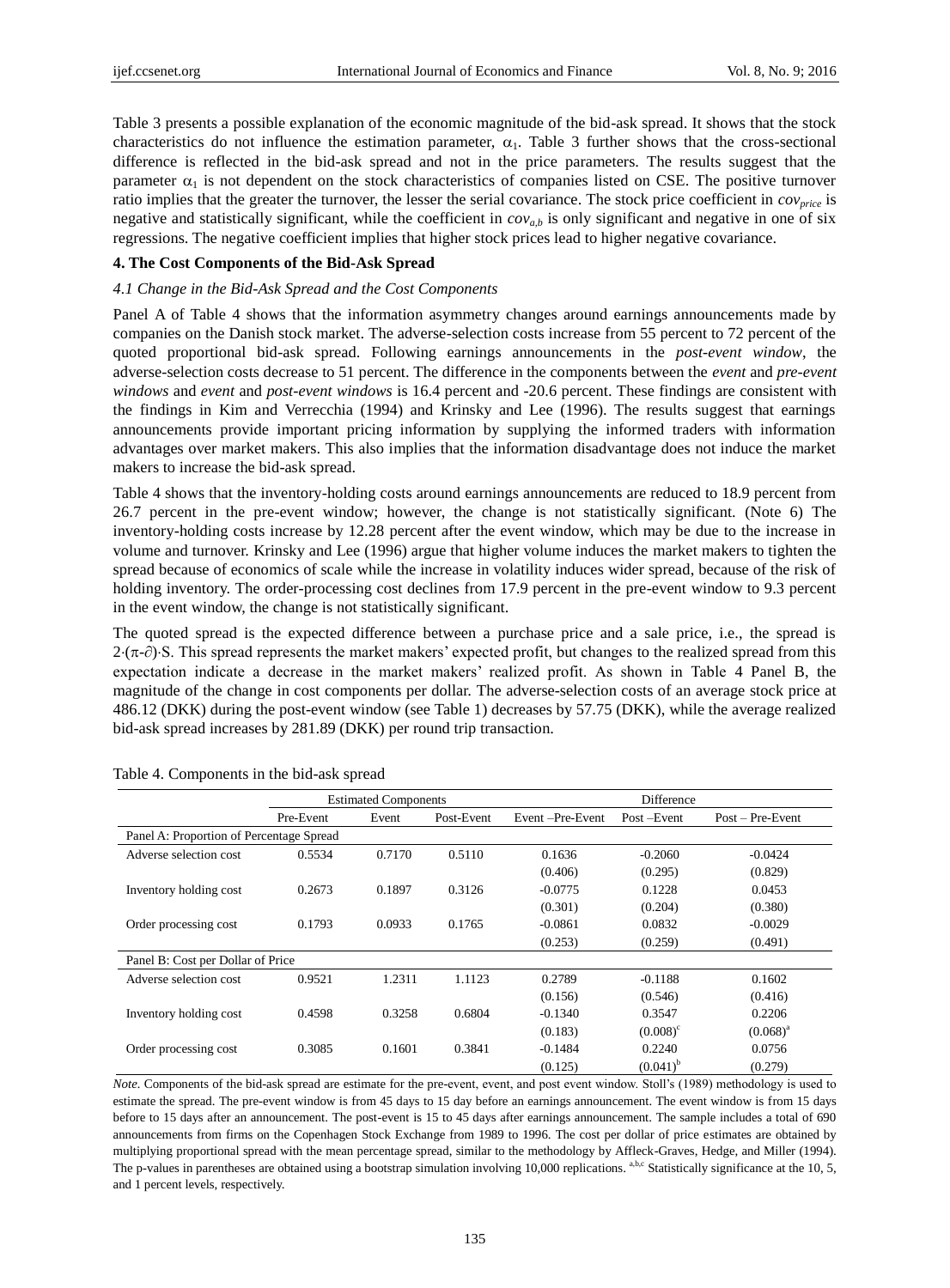Table 3 presents a possible explanation of the economic magnitude of the bid-ask spread. It shows that the stock characteristics do not influence the estimation parameter, $\alpha_1$. Table 3 further shows that the cross-sectional difference is reflected in the bid-ask spread and not in the price parameters. The results suggest that the parameter $\alpha_1$ is not dependent on the stock characteristics of companies listed on CSE. The positive turnover ratio implies that the greater the turnover, the lesser the serial covariance. The stock price coefficient in $cov_{price}$ is negative and statistically significant, while the coefficient in $cov_{a,b}$ is only significant and negative in one of six regressions. The negative coefficient implies that higher stock prices lead to higher negative covariance.

## 4. The Cost Components of the Bid-Ask Spread

### *4.1 Change in the Bid-Ask Spread and the Cost Components*

Panel A of Table 4 shows that the information asymmetry changes around earnings announcements made by companies on the Danish stock market. The adverse-selection costs increase from 55 percent to 72 percent of the quoted proportional bid-ask spread. Following earnings announcements in the *post-event window*, the adverse-selection costs decrease to 51 percent. The difference in the components between the *event* and *pre-event windows* and *event* and *post-event windows* is 16.4 percent and -20.6 percent. These findings are consistent with the findings in Kim and Verrecchia (1994) and Krinsky and Lee (1996). The results suggest that earnings announcements provide important pricing information by supplying the informed traders with information advantages over market makers. This also implies that the information disadvantage does not induce the market makers to increase the bid-ask spread.

Table 4 shows that the inventory-holding costs around earnings announcements are reduced to 18.9 percent from 26.7 percent in the pre-event window; however, the change is not statistically significant. (Note 6) The inventory-holding costs increase by 12.28 percent after the event window, which may be due to the increase in volume and turnover. Krinsky and Lee (1996) argue that higher volume induces the market makers to tighten the spread because of economics of scale while the increase in volatility induces wider spread, because of the risk of holding inventory. The order-processing cost declines from 17.9 percent in the pre-event window to 9.3 percent in the event window, the change is not statistically significant.

The quoted spread is the expected difference between a purchase price and a sale price, i.e., the spread is $2\cdot(\pi-\partial)\cdot S$. This spread represents the market makers' expected profit, but changes to the realized spread from this expectation indicate a decrease in the market makers' realized profit. As shown in Table 4 Panel B, the magnitude of the change in cost components per dollar. The adverse-selection costs of an average stock price at 486.12 (DKK) during the post-event window (see Table 1) decreases by 57.75 (DKK), while the average realized bid-ask spread increases by 281.89 (DKK) per round trip transaction.

Table 4. Components in the bid-ask spread

| | Estimated Components | | | Difference | | |
|---|---|---|---|---|---|---|
| | Pre-Event | Event | Post-Event | Event –Pre-Event | Post –Event | Post – Pre-Event |
| **Panel A: Proportion of Percentage Spread** | | | | | | |
| Adverse selection cost | 0.5534 | 0.7170 | 0.5110 | 0.1636 | -0.2060 | -0.0424 |
| | | | | (0.406) | (0.295) | (0.829) |
| Inventory holding cost | 0.2673 | 0.1897 | 0.3126 | -0.0775 | 0.1228 | 0.0453 |
| | | | | (0.301) | (0.204) | (0.380) |
| Order processing cost | 0.1793 | 0.0933 | 0.1765 | -0.0861 | 0.0832 | -0.0029 |
| | | | | (0.253) | (0.259) | (0.491) |
| **Panel B: Cost per Dollar of Price** | | | | | | |
| Adverse selection cost | 0.9521 | 1.2311 | 1.1123 | 0.2789 | -0.1188 | 0.1602 |
| | | | | (0.156) | (0.546) | (0.416) |
| Inventory holding cost | 0.4598 | 0.3258 | 0.6804 | -0.1340 | 0.3547 | 0.2206 |
| | | | | (0.183) | (0.008)[c] | (0.068)[a] |
| Order processing cost | 0.3085 | 0.1601 | 0.3841 | -0.1484 | 0.2240 | 0.0756 |
| | | | | (0.125) | (0.041)[b] | (0.279) |

*Note.* Components of the bid-ask spread are estimate for the pre-event, event, and post event window. Stoll's (1989) methodology is used to estimate the spread. The pre-event window is from 45 days to 15 day before an earnings announcement. The event window is from 15 days before to 15 days after an announcement. The post-event is 15 to 45 days after earnings announcement. The sample includes a total of 690 announcements from firms on the Copenhagen Stock Exchange from 1989 to 1996. The cost per dollar of price estimates are obtained by multiplying proportional spread with the mean percentage spread, similar to the methodology by Affleck-Graves, Hedge, and Miller (1994). The p-values in parentheses are obtained using a bootstrap simulation involving 10,000 replications. [a,b,c] Statistically significance at the 10, 5, and 1 percent levels, respectively.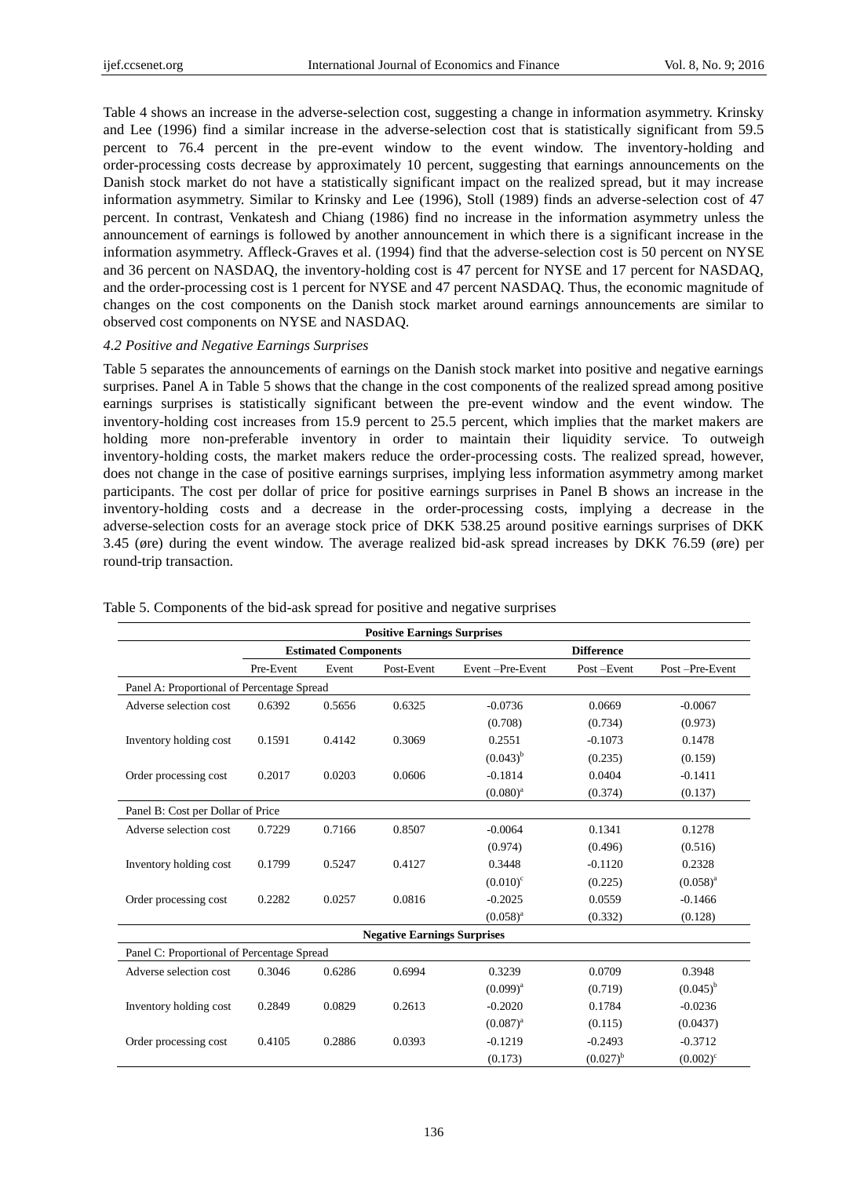Table 4 shows an increase in the adverse-selection cost, suggesting a change in information asymmetry. Krinsky and Lee (1996) find a similar increase in the adverse-selection cost that is statistically significant from 59.5 percent to 76.4 percent in the pre-event window to the event window. The inventory-holding and order-processing costs decrease by approximately 10 percent, suggesting that earnings announcements on the Danish stock market do not have a statistically significant impact on the realized spread, but it may increase information asymmetry. Similar to Krinsky and Lee (1996), Stoll (1989) finds an adverse-selection cost of 47 percent. In contrast, Venkatesh and Chiang (1986) find no increase in the information asymmetry unless the announcement of earnings is followed by another announcement in which there is a significant increase in the information asymmetry. Affleck-Graves et al. (1994) find that the adverse-selection cost is 50 percent on NYSE and 36 percent on NASDAQ, the inventory-holding cost is 47 percent for NYSE and 17 percent for NASDAQ, and the order-processing cost is 1 percent for NYSE and 47 percent NASDAQ. Thus, the economic magnitude of changes on the cost components on the Danish stock market around earnings announcements are similar to observed cost components on NYSE and NASDAQ.

### *4.2 Positive and Negative Earnings Surprises*

Table 5 separates the announcements of earnings on the Danish stock market into positive and negative earnings surprises. Panel A in Table 5 shows that the change in the cost components of the realized spread among positive earnings surprises is statistically significant between the pre-event window and the event window. The inventory-holding cost increases from 15.9 percent to 25.5 percent, which implies that the market makers are holding more non-preferable inventory in order to maintain their liquidity service. To outweigh inventory-holding costs, the market makers reduce the order-processing costs. The realized spread, however, does not change in the case of positive earnings surprises, implying less information asymmetry among market participants. The cost per dollar of price for positive earnings surprises in Panel B shows an increase in the inventory-holding costs and a decrease in the order-processing costs, implying a decrease in the adverse-selection costs for an average stock price of DKK 538.25 around positive earnings surprises of DKK 3.45 (øre) during the event window. The average realized bid-ask spread increases by DKK 76.59 (øre) per round-trip transaction.

Table 5. Components of the bid-ask spread for positive and negative surprises

| **Positive Earnings Surprises** | | | | | | |
|---|---|---|---|---|---|---|
| | **Estimated Components** | | | **Difference** | | |
| | Pre-Event | Event | Post-Event | Event –Pre-Event | Post –Event | Post –Pre-Event |
| Panel A: Proportional of Percentage Spread | | | | | | |
| Adverse selection cost | 0.6392 | 0.5656 | 0.6325 | -0.0736 | 0.0669 | -0.0067 |
| | | | | (0.708) | (0.734) | (0.973) |
| Inventory holding cost | 0.1591 | 0.4142 | 0.3069 | 0.2551 | -0.1073 | 0.1478 |
| | | | | (0.043)[b] | (0.235) | (0.159) |
| Order processing cost | 0.2017 | 0.0203 | 0.0606 | -0.1814 | 0.0404 | -0.1411 |
| | | | | (0.080)[a] | (0.374) | (0.137) |
| Panel B: Cost per Dollar of Price | | | | | | |
| Adverse selection cost | 0.7229 | 0.7166 | 0.8507 | -0.0064 | 0.1341 | 0.1278 |
| | | | | (0.974) | (0.496) | (0.516) |
| Inventory holding cost | 0.1799 | 0.5247 | 0.4127 | 0.3448 | -0.1120 | 0.2328 |
| | | | | (0.010)[c] | (0.225) | (0.058)[a] |
| Order processing cost | 0.2282 | 0.0257 | 0.0816 | -0.2025 | 0.0559 | -0.1466 |
| | | | | (0.058)[a] | (0.332) | (0.128) |
| **Negative Earnings Surprises** | | | | | | |
| Panel C: Proportional of Percentage Spread | | | | | | |
| Adverse selection cost | 0.3046 | 0.6286 | 0.6994 | 0.3239 | 0.0709 | 0.3948 |
| | | | | (0.099)[a] | (0.719) | (0.045)[b] |
| Inventory holding cost | 0.2849 | 0.0829 | 0.2613 | -0.2020 | 0.1784 | -0.0236 |
| | | | | (0.087)[a] | (0.115) | (0.0437) |
| Order processing cost | 0.4105 | 0.2886 | 0.0393 | -0.1219 | -0.2493 | -0.3712 |
| | | | | (0.173) | (0.027)[b] | (0.002)[c] |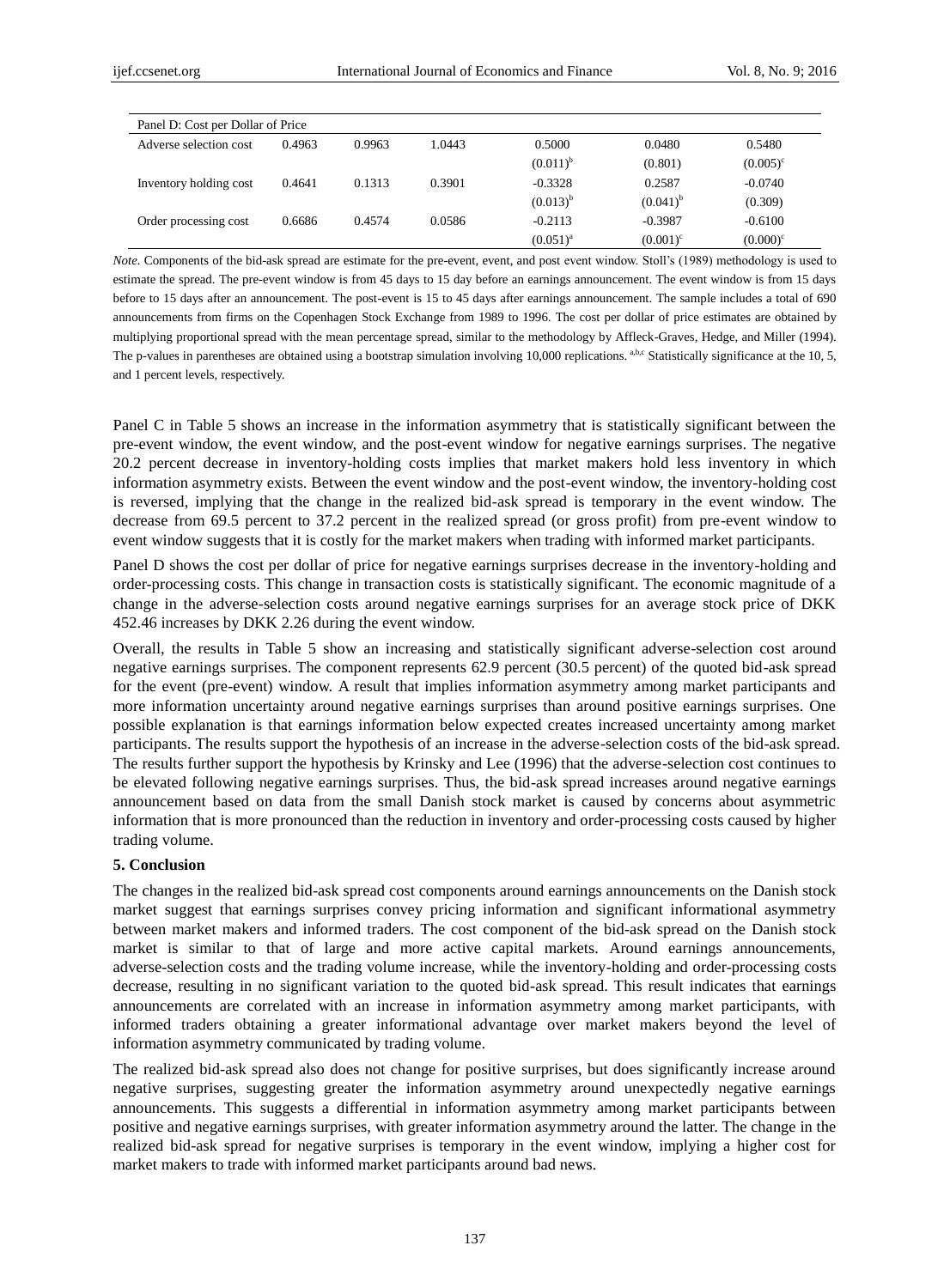| Panel D: Cost per Dollar of Price | | | | | | |
|---|---|---|---|---|---|---|
| Adverse selection cost | 0.4963 | 0.9963 | 1.0443 | 0.5000 | 0.0480 | 0.5480 |
| | | | | (0.011)[b] | (0.801) | (0.005)[c] |
| Inventory holding cost | 0.4641 | 0.1313 | 0.3901 | -0.3328 | 0.2587 | -0.0740 |
| | | | | (0.013)[b] | (0.041)[b] | (0.309) |
| Order processing cost | 0.6686 | 0.4574 | 0.0586 | -0.2113 | -0.3987 | -0.6100 |
| | | | | (0.051)[a] | (0.001)[c] | (0.000)[c] |

*Note.* Components of the bid-ask spread are estimate for the pre-event, event, and post event window. Stoll's (1989) methodology is used to estimate the spread. The pre-event window is from 45 days to 15 day before an earnings announcement. The event window is from 15 days before to 15 days after an announcement. The post-event is 15 to 45 days after earnings announcement. The sample includes a total of 690 announcements from firms on the Copenhagen Stock Exchange from 1989 to 1996. The cost per dollar of price estimates are obtained by multiplying proportional spread with the mean percentage spread, similar to the methodology by Affleck-Graves, Hedge, and Miller (1994). The p-values in parentheses are obtained using a bootstrap simulation involving 10,000 replications. [a,b,c] Statistically significance at the 10, 5, and 1 percent levels, respectively.

Panel C in Table 5 shows an increase in the information asymmetry that is statistically significant between the pre-event window, the event window, and the post-event window for negative earnings surprises. The negative 20.2 percent decrease in inventory-holding costs implies that market makers hold less inventory in which information asymmetry exists. Between the event window and the post-event window, the inventory-holding cost is reversed, implying that the change in the realized bid-ask spread is temporary in the event window. The decrease from 69.5 percent to 37.2 percent in the realized spread (or gross profit) from pre-event window to event window suggests that it is costly for the market makers when trading with informed market participants.

Panel D shows the cost per dollar of price for negative earnings surprises decrease in the inventory-holding and order-processing costs. This change in transaction costs is statistically significant. The economic magnitude of a change in the adverse-selection costs around negative earnings surprises for an average stock price of DKK 452.46 increases by DKK 2.26 during the event window.

Overall, the results in Table 5 show an increasing and statistically significant adverse-selection cost around negative earnings surprises. The component represents 62.9 percent (30.5 percent) of the quoted bid-ask spread for the event (pre-event) window. A result that implies information asymmetry among market participants and more information uncertainty around negative earnings surprises than around positive earnings surprises. One possible explanation is that earnings information below expected creates increased uncertainty among market participants. The results support the hypothesis of an increase in the adverse-selection costs of the bid-ask spread. The results further support the hypothesis by Krinsky and Lee (1996) that the adverse-selection cost continues to be elevated following negative earnings surprises. Thus, the bid-ask spread increases around negative earnings announcement based on data from the small Danish stock market is caused by concerns about asymmetric information that is more pronounced than the reduction in inventory and order-processing costs caused by higher trading volume.

## 5. Conclusion

The changes in the realized bid-ask spread cost components around earnings announcements on the Danish stock market suggest that earnings surprises convey pricing information and significant informational asymmetry between market makers and informed traders. The cost component of the bid-ask spread on the Danish stock market is similar to that of large and more active capital markets. Around earnings announcements, adverse-selection costs and the trading volume increase, while the inventory-holding and order-processing costs decrease, resulting in no significant variation to the quoted bid-ask spread. This result indicates that earnings announcements are correlated with an increase in information asymmetry among market participants, with informed traders obtaining a greater informational advantage over market makers beyond the level of information asymmetry communicated by trading volume.

The realized bid-ask spread also does not change for positive surprises, but does significantly increase around negative surprises, suggesting greater the information asymmetry around unexpectedly negative earnings announcements. This suggests a differential in information asymmetry among market participants between positive and negative earnings surprises, with greater information asymmetry around the latter. The change in the realized bid-ask spread for negative surprises is temporary in the event window, implying a higher cost for market makers to trade with informed market participants around bad news.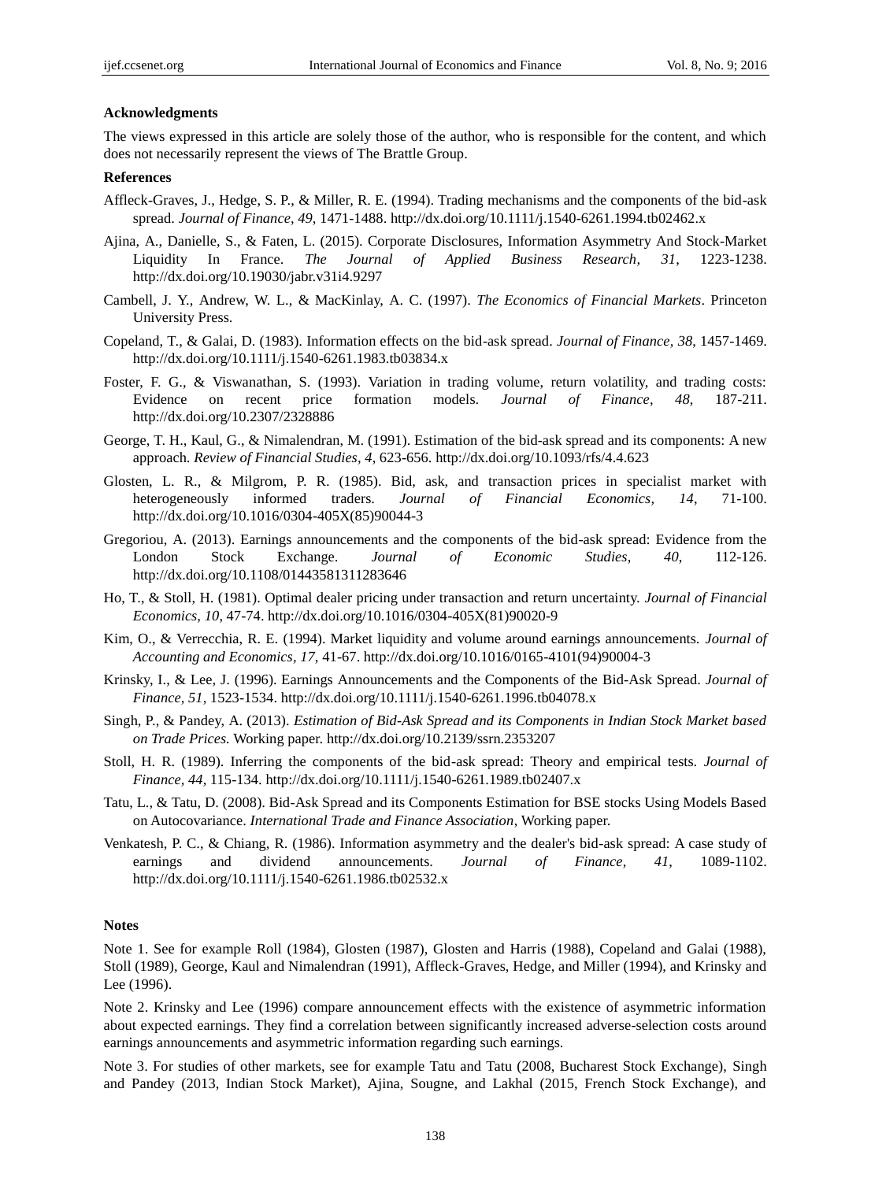**Acknowledgments**

The views expressed in this article are solely those of the author, who is responsible for the content, and which does not necessarily represent the views of The Brattle Group.

**References**

Affleck-Graves, J., Hedge, S. P., & Miller, R. E. (1994). Trading mechanisms and the components of the bid-ask spread. *Journal of Finance*, *49*, 1471-1488. http://dx.doi.org/10.1111/j.1540-6261.1994.tb02462.x

Ajina, A., Danielle, S., & Faten, L. (2015). Corporate Disclosures, Information Asymmetry And Stock-Market Liquidity In France. *The Journal of Applied Business Research*, *31*, 1223-1238. http://dx.doi.org/10.19030/jabr.v31i4.9297

Cambell, J. Y., Andrew, W. L., & MacKinlay, A. C. (1997). *The Economics of Financial Markets*. Princeton University Press.

Copeland, T., & Galai, D. (1983). Information effects on the bid-ask spread. *Journal of Finance*, *38*, 1457-1469. http://dx.doi.org/10.1111/j.1540-6261.1983.tb03834.x

Foster, F. G., & Viswanathan, S. (1993). Variation in trading volume, return volatility, and trading costs: Evidence on recent price formation models. *Journal of Finance*, *48*, 187-211. http://dx.doi.org/10.2307/2328886

George, T. H., Kaul, G., & Nimalendran, M. (1991). Estimation of the bid-ask spread and its components: A new approach. *Review of Financial Studies*, *4*, 623-656. http://dx.doi.org/10.1093/rfs/4.4.623

Glosten, L. R., & Milgrom, P. R. (1985). Bid, ask, and transaction prices in specialist market with heterogeneously informed traders. *Journal of Financial Economics*, *14*, 71-100. http://dx.doi.org/10.1016/0304-405X(85)90044-3

Gregoriou, A. (2013). Earnings announcements and the components of the bid-ask spread: Evidence from the London Stock Exchange. *Journal of Economic Studies*, *40*, 112-126. http://dx.doi.org/10.1108/01443581311283646

Ho, T., & Stoll, H. (1981). Optimal dealer pricing under transaction and return uncertainty. *Journal of Financial Economics*, *10*, 47-74. http://dx.doi.org/10.1016/0304-405X(81)90020-9

Kim, O., & Verrecchia, R. E. (1994). Market liquidity and volume around earnings announcements. *Journal of Accounting and Economics*, *17*, 41-67. http://dx.doi.org/10.1016/0165-4101(94)90004-3

Krinsky, I., & Lee, J. (1996). Earnings Announcements and the Components of the Bid-Ask Spread. *Journal of Finance*, *51*, 1523-1534. http://dx.doi.org/10.1111/j.1540-6261.1996.tb04078.x

Singh, P., & Pandey, A. (2013). *Estimation of Bid-Ask Spread and its Components in Indian Stock Market based on Trade Prices.* Working paper. http://dx.doi.org/10.2139/ssrn.2353207

Stoll, H. R. (1989). Inferring the components of the bid-ask spread: Theory and empirical tests. *Journal of Finance*, *44*, 115-134. http://dx.doi.org/10.1111/j.1540-6261.1989.tb02407.x

Tatu, L., & Tatu, D. (2008). Bid-Ask Spread and its Components Estimation for BSE stocks Using Models Based on Autocovariance. *International Trade and Finance Association*, Working paper.

Venkatesh, P. C., & Chiang, R. (1986). Information asymmetry and the dealer's bid-ask spread: A case study of earnings and dividend announcements. *Journal of Finance*, *41*, 1089-1102. http://dx.doi.org/10.1111/j.1540-6261.1986.tb02532.x

**Notes**

Note 1. See for example Roll (1984), Glosten (1987), Glosten and Harris (1988), Copeland and Galai (1988), Stoll (1989), George, Kaul and Nimalendran (1991), Affleck-Graves, Hedge, and Miller (1994), and Krinsky and Lee (1996).

Note 2. Krinsky and Lee (1996) compare announcement effects with the existence of asymmetric information about expected earnings. They find a correlation between significantly increased adverse-selection costs around earnings announcements and asymmetric information regarding such earnings.

Note 3. For studies of other markets, see for example Tatu and Tatu (2008, Bucharest Stock Exchange), Singh and Pandey (2013, Indian Stock Market), Ajina, Sougne, and Lakhal (2015, French Stock Exchange), and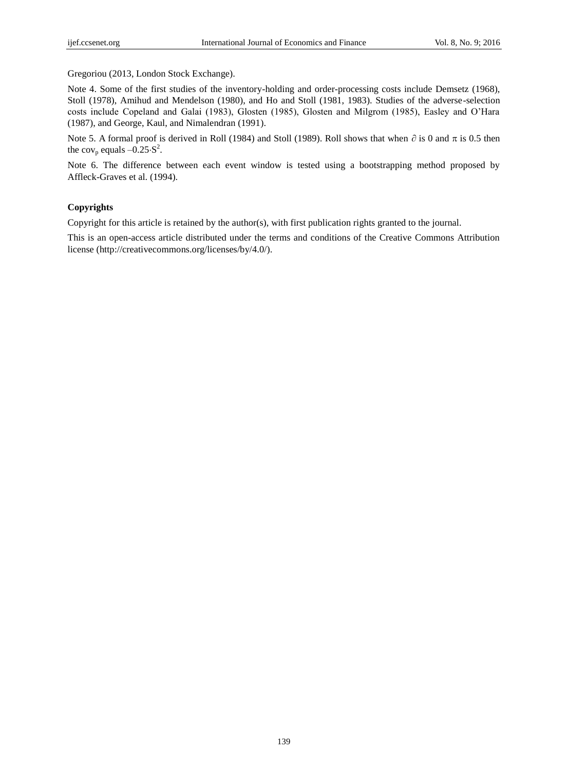Gregoriou (2013, London Stock Exchange).

Note 4. Some of the first studies of the inventory-holding and order-processing costs include Demsetz (1968), Stoll (1978), Amihud and Mendelson (1980), and Ho and Stoll (1981, 1983). Studies of the adverse-selection costs include Copeland and Galai (1983), Glosten (1985), Glosten and Milgrom (1985), Easley and O'Hara (1987), and George, Kaul, and Nimalendran (1991).

Note 5. A formal proof is derived in Roll (1984) and Stoll (1989). Roll shows that when $\partial$ is 0 and $\pi$ is 0.5 then the $cov_p$ equals $-0.25 \cdot S^2$.

Note 6. The difference between each event window is tested using a bootstrapping method proposed by Affleck-Graves et al. (1994).

### Copyrights

Copyright for this article is retained by the author(s), with first publication rights granted to the journal.

This is an open-access article distributed under the terms and conditions of the Creative Commons Attribution license (http://creativecommons.org/licenses/by/4.0/).